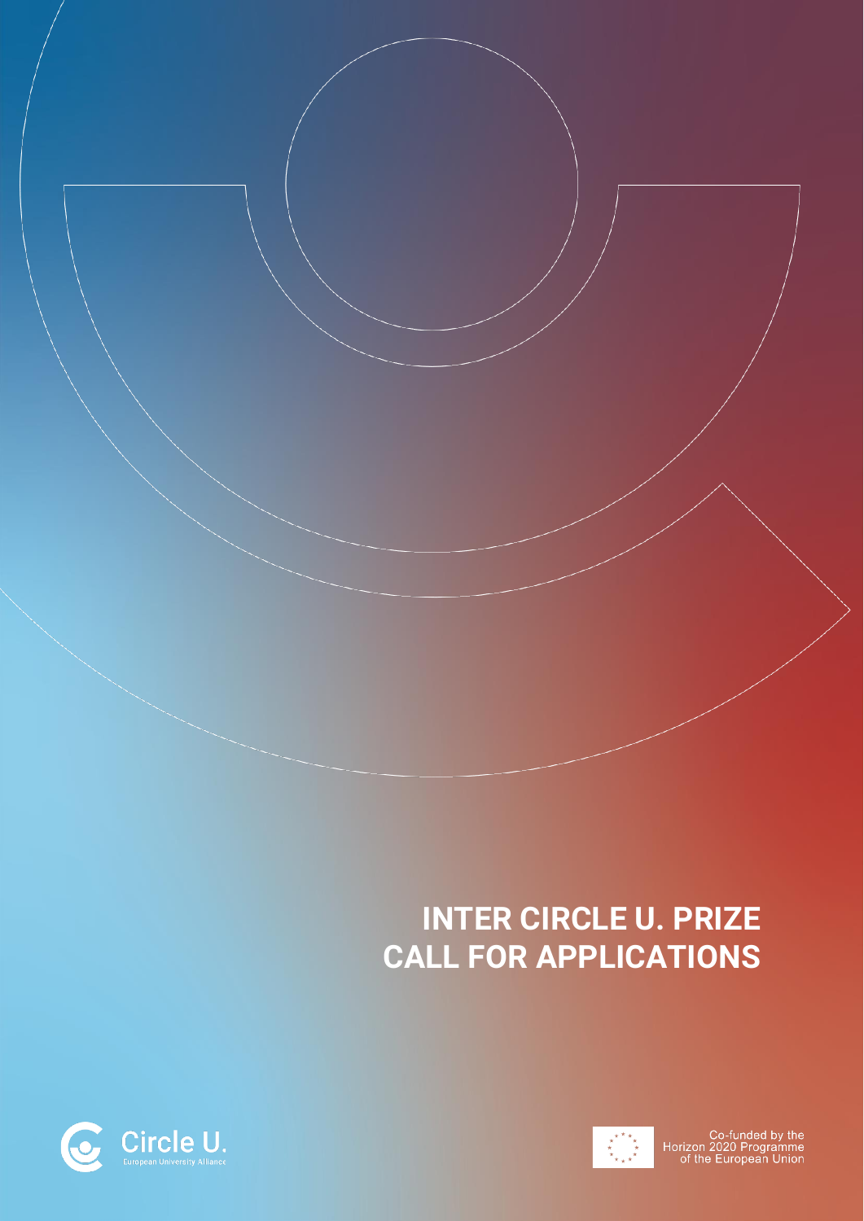# INTER CIRCLE U. PRIZE CALL FOR APPLICATIONS

Circle U.
European University Alliance

Co-funded by the Horizon 2020 Programme of the European Union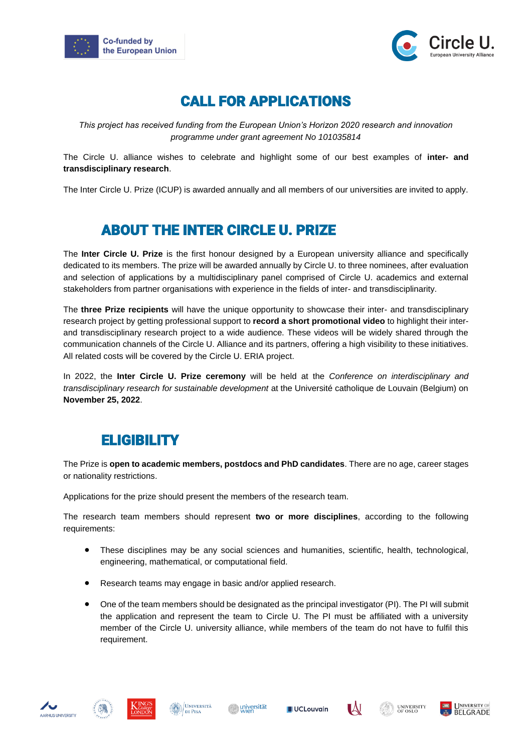# CALL FOR APPLICATIONS

*This project has received funding from the European Union's Horizon 2020 research and innovation programme under grant agreement No 101035814*

The Circle U. alliance wishes to celebrate and highlight some of our best examples of **inter- and transdisciplinary research**.

The Inter Circle U. Prize (ICUP) is awarded annually and all members of our universities are invited to apply.

## ABOUT THE INTER CIRCLE U. PRIZE

The **Inter Circle U. Prize** is the first honour designed by a European university alliance and specifically dedicated to its members. The prize will be awarded annually by Circle U. to three nominees, after evaluation and selection of applications by a multidisciplinary panel comprised of Circle U. academics and external stakeholders from partner organisations with experience in the fields of inter- and transdisciplinarity.

The **three Prize recipients** will have the unique opportunity to showcase their inter- and transdisciplinary research project by getting professional support to **record a short promotional video** to highlight their inter- and transdisciplinary research project to a wide audience. These videos will be widely shared through the communication channels of the Circle U. Alliance and its partners, offering a high visibility to these initiatives. All related costs will be covered by the Circle U. ERIA project.

In 2022, the **Inter Circle U. Prize ceremony** will be held at the *Conference on interdisciplinary and transdisciplinary research for sustainable development* at the Université catholique de Louvain (Belgium) on **November 25, 2022**.

## ELIGIBILITY

The Prize is **open to academic members, postdocs and PhD candidates**. There are no age, career stages or nationality restrictions.

Applications for the prize should present the members of the research team.

The research team members should represent **two or more disciplines**, according to the following requirements:

- These disciplines may be any social sciences and humanities, scientific, health, technological, engineering, mathematical, or computational field.
- Research teams may engage in basic and/or applied research.
- One of the team members should be designated as the principal investigator (PI). The PI will submit the application and represent the team to Circle U. The PI must be affiliated with a university member of the Circle U. university alliance, while members of the team do not have to fulfil this requirement.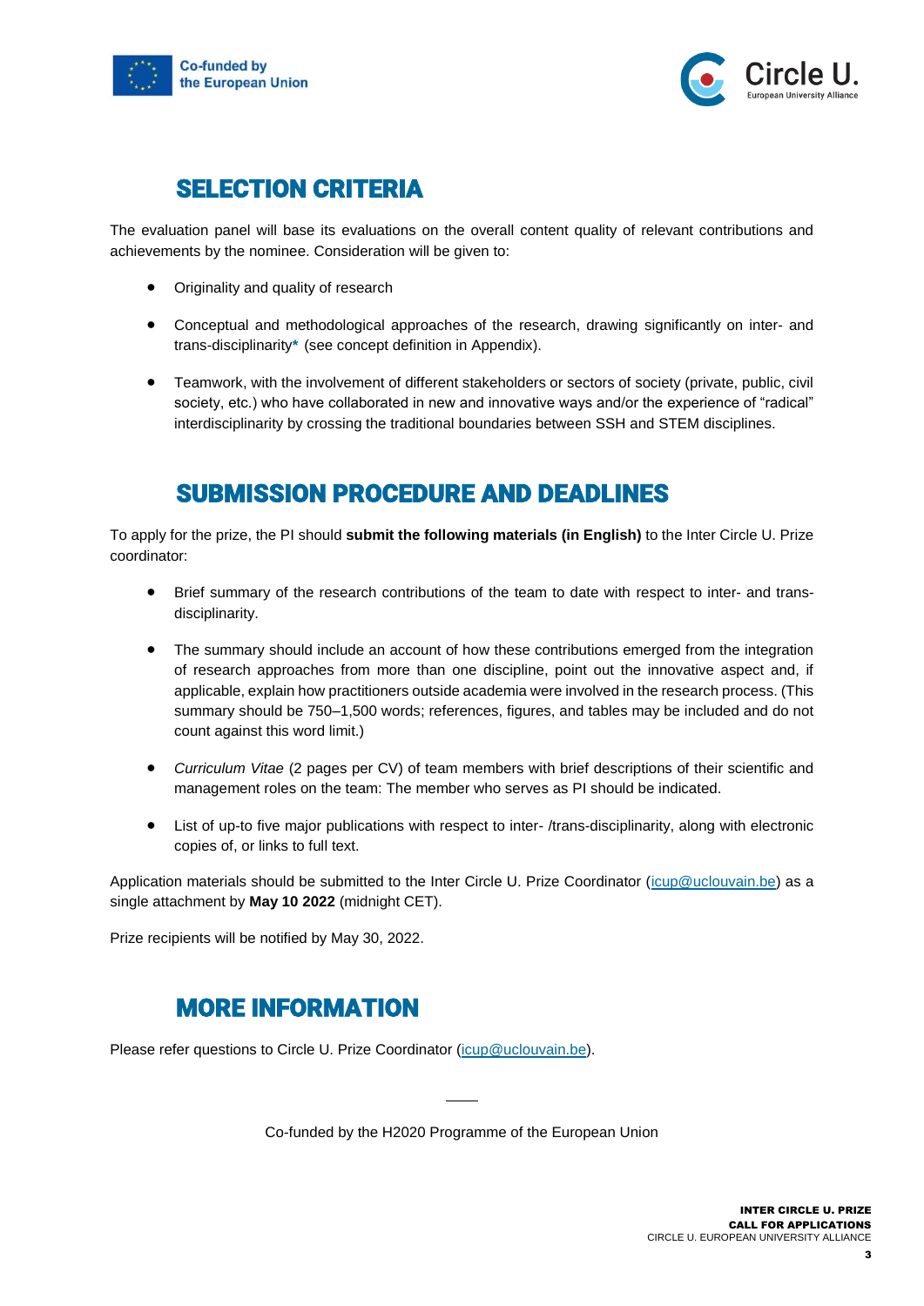## SELECTION CRITERIA

The evaluation panel will base its evaluations on the overall content quality of relevant contributions and achievements by the nominee. Consideration will be given to:

- Originality and quality of research
- Conceptual and methodological approaches of the research, drawing significantly on inter- and trans-disciplinarity**\*** (see concept definition in Appendix).
- Teamwork, with the involvement of different stakeholders or sectors of society (private, public, civil society, etc.) who have collaborated in new and innovative ways and/or the experience of "radical" interdisciplinarity by crossing the traditional boundaries between SSH and STEM disciplines.

## SUBMISSION PROCEDURE AND DEADLINES

To apply for the prize, the PI should **submit the following materials (in English)** to the Inter Circle U. Prize coordinator:

- Brief summary of the research contributions of the team to date with respect to inter- and trans-disciplinarity.
- The summary should include an account of how these contributions emerged from the integration of research approaches from more than one discipline, point out the innovative aspect and, if applicable, explain how practitioners outside academia were involved in the research process. (This summary should be 750–1,500 words; references, figures, and tables may be included and do not count against this word limit.)
- *Curriculum Vitae* (2 pages per CV) of team members with brief descriptions of their scientific and management roles on the team: The member who serves as PI should be indicated.
- List of up-to five major publications with respect to inter- /trans-disciplinarity, along with electronic copies of, or links to full text.

Application materials should be submitted to the Inter Circle U. Prize Coordinator (icup@uclouvain.be) as a single attachment by **May 10 2022** (midnight CET).

Prize recipients will be notified by May 30, 2022.

## MORE INFORMATION

Please refer questions to Circle U. Prize Coordinator (icup@uclouvain.be).

Co-funded by the H2020 Programme of the European Union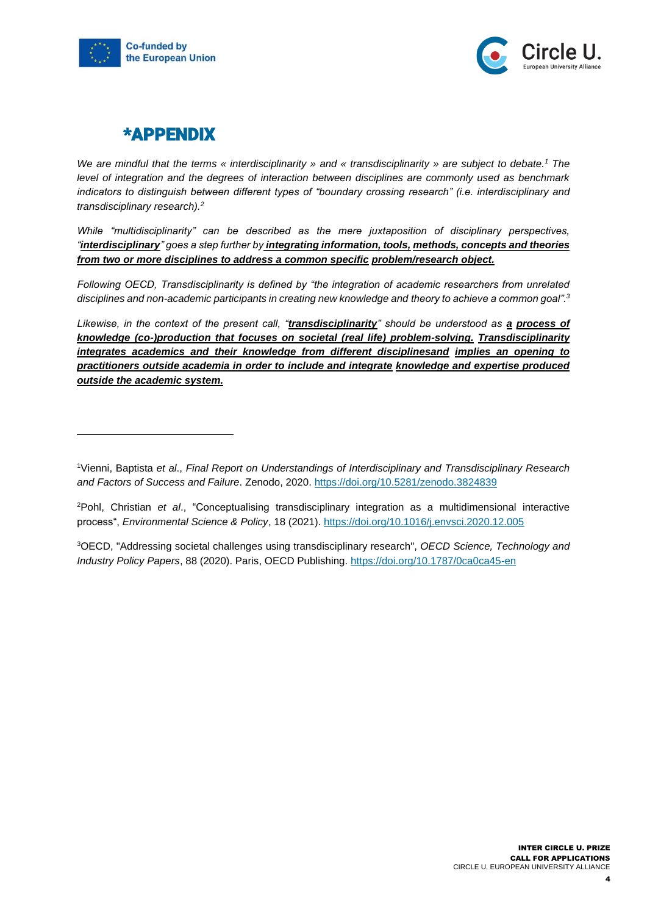# *APPENDIX

*We are mindful that the terms « interdisciplinarity » and « transdisciplinarity » are subject to debate.*[1] *The level of integration and the degrees of interaction between disciplines are commonly used as benchmark indicators to distinguish between different types of "boundary crossing research" (i.e. interdisciplinary and transdisciplinary research).*[2]

*While "multidisciplinarity" can be described as the mere juxtaposition of disciplinary perspectives, "**interdisciplinary**" goes a step further by **integrating information, tools, methods, concepts and theories from two or more disciplines to address a common specific problem/research object.***

*Following OECD, Transdisciplinarity is defined by "the integration of academic researchers from unrelated disciplines and non-academic participants in creating new knowledge and theory to achieve a common goal".*[3]

*Likewise, in the context of the present call, "**transdisciplinarity**" should be understood as **a process of knowledge (co-)production that focuses on societal (real life) problem-solving. Transdisciplinarity integrates academics and their knowledge from different disciplinesand implies an opening to practitioners outside academia in order to include and integrate knowledge and expertise produced outside the academic system.***

---

[1] Vienni, Baptista *et al*., *Final Report on Understandings of Interdisciplinary and Transdisciplinary Research and Factors of Success and Failure*. Zenodo, 2020. https://doi.org/10.5281/zenodo.3824839

[2] Pohl, Christian *et al*., "Conceptualising transdisciplinary integration as a multidimensional interactive process", *Environmental Science & Policy*, 18 (2021). https://doi.org/10.1016/j.envsci.2020.12.005

[3] OECD, "Addressing societal challenges using transdisciplinary research", *OECD Science, Technology and Industry Policy Papers*, 88 (2020). Paris, OECD Publishing. https://doi.org/10.1787/0ca0ca45-en